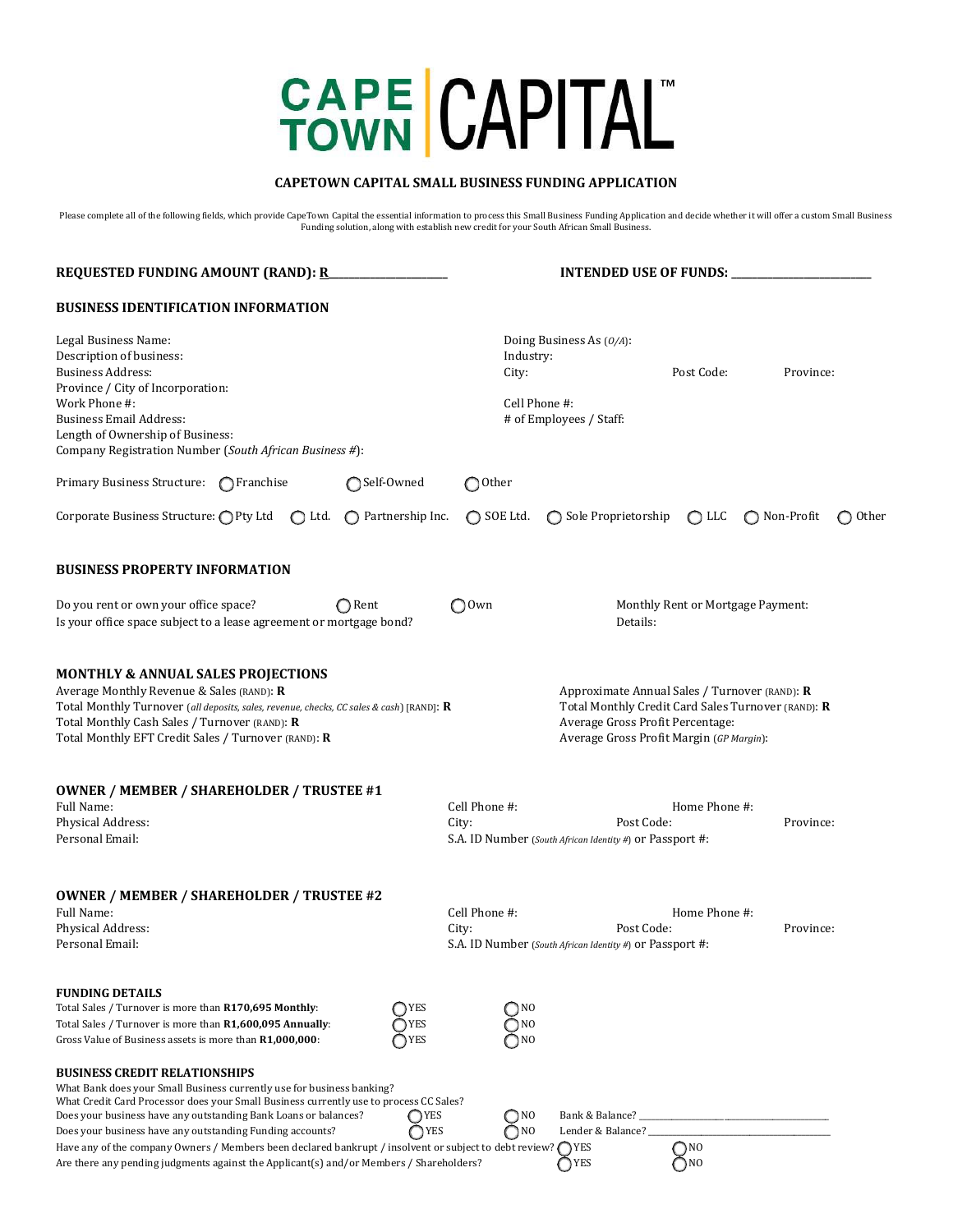# CAPE TOWN CAPITAL™

## CAPETOWN CAPITAL SMALL BUSINESS FUNDING APPLICATION

Please complete all of the following fields, which provide CapeTown Capital the essential information to process this Small Business Funding Application and decide whether it will offer a custom Small Business Funding solution, along with establish new credit for your South African Small Business.

**REQUESTED FUNDING AMOUNT (RAND): R\_\_\_\_\_\_\_\_\_\_\_\_\_\_\_\_\_\_\_\_** **INTENDED USE OF FUNDS: \_\_\_\_\_\_\_\_\_\_\_\_\_\_\_\_\_\_\_\_\_\_**

### BUSINESS IDENTIFICATION INFORMATION

Legal Business Name:
Doing Business As (*O/A*):
Description of business:
Industry:
Business Address:
City: Post Code: Province:
Province / City of Incorporation:
Work Phone #:
Cell Phone #:
Business Email Address:
\# of Employees / Staff:
Length of Ownership of Business:
Company Registration Number (*South African Business #*):

Primary Business Structure: ◯ Franchise ◯ Self-Owned ◯ Other

Corporate Business Structure: ◯ Pty Ltd ◯ Ltd. ◯ Partnership Inc. ◯ SOE Ltd. ◯ Sole Proprietorship ◯ LLC ◯ Non-Profit ◯ Other

### BUSINESS PROPERTY INFORMATION

Do you rent or own your office space? ◯ Rent ◯ Own
Monthly Rent or Mortgage Payment:
Is your office space subject to a lease agreement or mortgage bond?
Details:

### MONTHLY & ANNUAL SALES PROJECTIONS

Average Monthly Revenue & Sales (RAND): **R**
Total Monthly Turnover (*all deposits, sales, revenue, checks, CC sales & cash*) [RAND]: **R**
Total Monthly Cash Sales / Turnover (RAND): **R**
Total Monthly EFT Credit Sales / Turnover (RAND): **R**
Approximate Annual Sales / Turnover (RAND): **R**
Total Monthly Credit Card Sales Turnover (RAND): **R**
Average Gross Profit Percentage:
Average Gross Profit Margin (*GP Margin*):

### OWNER / MEMBER / SHAREHOLDER / TRUSTEE #1

Full Name:
Cell Phone #: Home Phone #:
Physical Address:
City: Post Code: Province:
Personal Email:
S.A. ID Number (*South African Identity #*) or Passport #:

### OWNER / MEMBER / SHAREHOLDER / TRUSTEE #2

Full Name:
Cell Phone #: Home Phone #:
Physical Address:
City: Post Code: Province:
Personal Email:
S.A. ID Number (*South African Identity #*) or Passport #:

### FUNDING DETAILS

Total Sales / Turnover is more than **R170,695 Monthly**: ◯ YES ◯ NO
Total Sales / Turnover is more than **R1,600,095 Annually**: ◯ YES ◯ NO
Gross Value of Business assets is more than **R1,000,000**: ◯ YES ◯ NO

### BUSINESS CREDIT RELATIONSHIPS

What Bank does your Small Business currently use for business banking?
What Credit Card Processor does your Small Business currently use to process CC Sales?
Does your business have any outstanding Bank Loans or balances? ◯ YES ◯ NO Bank & Balance? \_\_\_\_\_\_\_\_\_\_\_\_\_\_\_\_\_\_\_\_\_\_\_\_\_\_\_\_\_\_
Does your business have any outstanding Funding accounts? ◯ YES ◯ NO Lender & Balance? \_\_\_\_\_\_\_\_\_\_\_\_\_\_\_\_\_\_\_\_\_\_\_\_\_\_\_\_\_\_
Have any of the company Owners / Members been declared bankrupt / insolvent or subject to debt review? ◯ YES ◯ NO
Are there any pending judgments against the Applicant(s) and/or Members / Shareholders? ◯ YES ◯ NO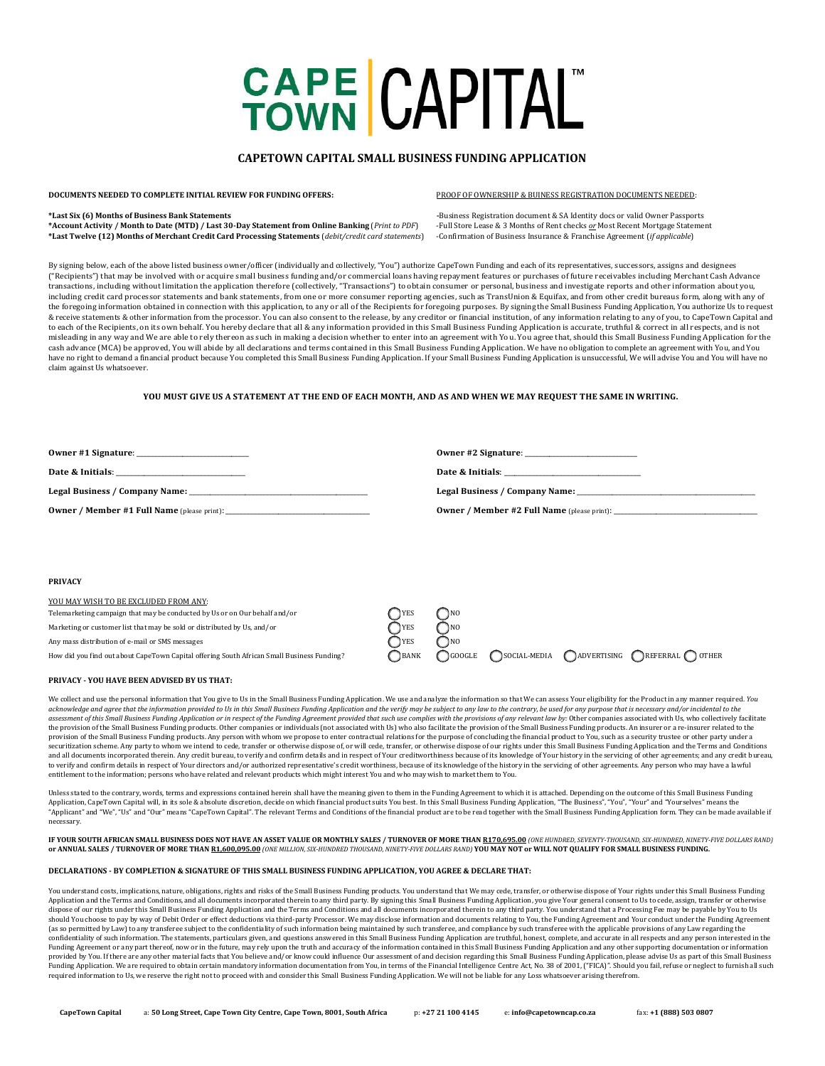CAPE TOWN | CAPITAL™

## CAPETOWN CAPITAL SMALL BUSINESS FUNDING APPLICATION

**DOCUMENTS NEEDED TO COMPLETE INITIAL REVIEW FOR FUNDING OFFERS:**

**\*Last Six (6) Months of Business Bank Statements**
**\*Account Activity / Month to Date (MTD) / Last 30-Day Statement from Online Banking** (*Print to PDF*)
**\*Last Twelve (12) Months of Merchant Credit Card Processing Statements** (*debit/credit card statements*)

PROOF OF OWNERSHIP & BUINESS REGISTRATION DOCUMENTS NEEDED:

-Business Registration document & SA Identity docs or valid Owner Passports
-Full Store Lease & 3 Months of Rent checks *or* Most Recent Mortgage Statement
-Confirmation of Business Insurance & Franchise Agreement (*if applicable*)

By signing below, each of the above listed business owner/officer (individually and collectively, "You") authorize CapeTown Funding and each of its representatives, successors, assigns and designees ("Recipients") that may be involved with or acquire small business funding and/or commercial loans having repayment features or purchases of future receivables including Merchant Cash Advance transactions, including without limitation the application therefore (collectively, "Transactions") to obtain consumer or personal, business and investigate reports and other information about you, including credit card processor statements and bank statements, from one or more consumer reporting agencies, such as TransUnion & Equifax, and from other credit bureaus form, along with any of the foregoing information obtained in connection with this application, to any or all of the Recipients for foregoing purposes. By signing the Small Business Funding Application, You authorize Us to request & receive statements & other information from the processor. You can also consent to the release, by any creditor or financial institution, of any information relating to any of you, to CapeTown Capital and to each of the Recipients, on its own behalf. You hereby declare that all & any information provided in this Small Business Funding Application is accurate, truthful & correct in all respects, and is not misleading in any way and We are able to rely thereon as such in making a decision whether to enter into an agreement with You. You agree that, should this Small Business Funding Application for the cash advance (MCA) be approved, You will abide by all declarations and terms contained in this Small Business Funding Application. We have no obligation to complete an agreement with You, and You have no right to demand a financial product because You completed this Small Business Funding Application. If your Small Business Funding Application is unsuccessful, We will advise You and You will have no claim against Us whatsoever.

**YOU MUST GIVE US A STATEMENT AT THE END OF EACH MONTH, AND AS AND WHEN WE MAY REQUEST THE SAME IN WRITING.**

**Owner #1 Signature**: ______________________________

**Date & Initials**: ______________________________

**Legal Business / Company Name:** ______________________________

**Owner / Member #1 Full Name** (please print): ______________________________

**Owner #2 Signature**: ______________________________

**Date & Initials**: ______________________________

**Legal Business / Company Name:** ______________________________

**Owner / Member #2 Full Name** (please print): ______________________________

**PRIVACY**

YOU MAY WISH TO BE EXCLUDED FROM ANY:

| | | | | | | |
|---|---|---|---|---|---|---|
| Telemarketing campaign that may be conducted by Us or on Our behalf and/or | ◯ YES | ◯ NO | | | | |
| Marketing or customer list that may be sold or distributed by Us, and/or | ◯ YES | ◯ NO | | | | |
| Any mass distribution of e-mail or SMS messages | ◯ YES | ◯ NO | | | | |
| How did you find out about CapeTown Capital offering South African Small Business Funding? | ◯ BANK | ◯ GOOGLE | ◯ SOCIAL-MEDIA | ◯ ADVERTISING | ◯ REFERRAL | ◯ OTHER |

**PRIVACY - YOU HAVE BEEN ADVISED BY US THAT:**

We collect and use the personal information that You give to Us in the Small Business Funding Application. We use and analyze the information so that We can assess Your eligibility for the Product in any manner required. *You acknowledge and agree that the information provided to Us in this Small Business Funding Application and the verify may be subject to any law to the contrary, be used for any purpose that is necessary and/or incidental to the assessment of this Small Business Funding Application or in respect of the Funding Agreement provided that such use complies with the provisions of any relevant law by:* Other companies associated with Us, who collectively facilitate the provision of the Small Business Funding products. Other companies or individuals (not associated with Us) who also facilitate the provision of the Small Business Funding products. An insurer or a re-insurer related to the provision of the Small Business Funding products. Any person with whom we propose to enter contractual relations for the purpose of concluding the financial product to You, such as a security trustee or other party under a securitization scheme. Any party to whom we intend to cede, transfer or otherwise dispose of, or will cede, transfer, or otherwise dispose of our rights under this Small Business Funding Application and the Terms and Conditions and all documents incorporated therein. Any credit bureau, to verify and confirm details and in respect of Your creditworthiness because of its knowledge of Your history in the servicing of other agreements; and any credit bureau, to verify and confirm details in respect of Your directors and/or authorized representative's credit worthiness, because of its knowledge of the history in the servicing of other agreements. Any person who may have a lawful entitlement to the information; persons who have related and relevant products which might interest You and who may wish to market them to You.

Unless stated to the contrary, words, terms and expressions contained herein shall have the meaning given to them in the Funding Agreement to which it is attached. Depending on the outcome of this Small Business Funding Application, CapeTown Capital will, in its sole & absolute discretion, decide on which financial product suits You best. In this Small Business Funding Application, "The Business", "You", "Your" and "Yourselves" means the "Applicant" and "We", "Us" and "Our" means "CapeTown Capital". The relevant Terms and Conditions of the financial product are to be read together with the Small Business Funding Application form. They can be made available if necessary.

**IF YOUR SOUTH AFRICAN SMALL BUSINESS DOES NOT HAVE AN ASSET VALUE OR MONTHLY SALES / TURNOVER OF MORE THAN R170,695.00** *(ONE HUNDRED, SEVENTY-THOUSAND, SIX-HUNDRED, NINETY-FIVE DOLLARS RAND)* **or ANNUAL SALES / TURNOVER OF MORE THAN R1,600,095.00** *(ONE MILLION, SIX-HUNDRED THOUSAND, NINETY-FIVE DOLLARS RAND)* **YOU MAY NOT or WILL NOT QUALIFY FOR SMALL BUSINESS FUNDING.**

**DECLARATIONS - BY COMPLETION & SIGNATURE OF THIS SMALL BUSINESS FUNDING APPLICATION, YOU AGREE & DECLARE THAT:**

You understand costs, implications, nature, obligations, rights and risks of the Small Business Funding products. You understand that We may cede, transfer, or otherwise dispose of Your rights under this Small Business Funding Application and the Terms and Conditions, and all documents incorporated therein to any third party. By signing this Small Business Funding Application, you give Your general consent to Us to cede, assign, transfer or otherwise dispose of our rights under this Small Business Funding Application and the Terms and Conditions and all documents incorporated therein to any third party. You understand that a Processing Fee may be payable by You to Us should You choose to pay by way of Debit Order or effect deductions via third-party Processor. We may disclose information and documents relating to You, the Funding Agreement and Your conduct under the Funding Agreement (as so permitted by Law) to any transferee subject to the confidentiality of such information being maintained by such transferee, and compliance by such transferee with the applicable provisions of any Law regarding the confidentiality of such information. The statements, particulars given, and questions answered in this Small Business Funding Application are truthful, honest, complete, and accurate in all respects and any person interested in the Funding Agreement or any part thereof, now or in the future, may rely upon the truth and accuracy of the information contained in this Small Business Funding Application and any other supporting documentation or information provided by You. If there are any other material facts that You believe and/or know could influence Our assessment of and decision regarding this Small Business Funding Application, please advise Us as part of this Small Business Funding Application. We are required to obtain certain mandatory information documentation from You, in terms of the Financial Intelligence Centre Act, No. 38 of 2001, ("FICA)". Should you fail, refuse or neglect to furnish all such required information to Us, we reserve the right not to proceed with and consider this Small Business Funding Application. We will not be liable for any Loss whatsoever arising therefrom.

**CapeTown Capital** a: **50 Long Street, Cape Town City Centre, Cape Town, 8001, South Africa** p: **+27 21 100 4145** e: **info@capetowncap.co.za** fax: **+1 (888) 503 0807**